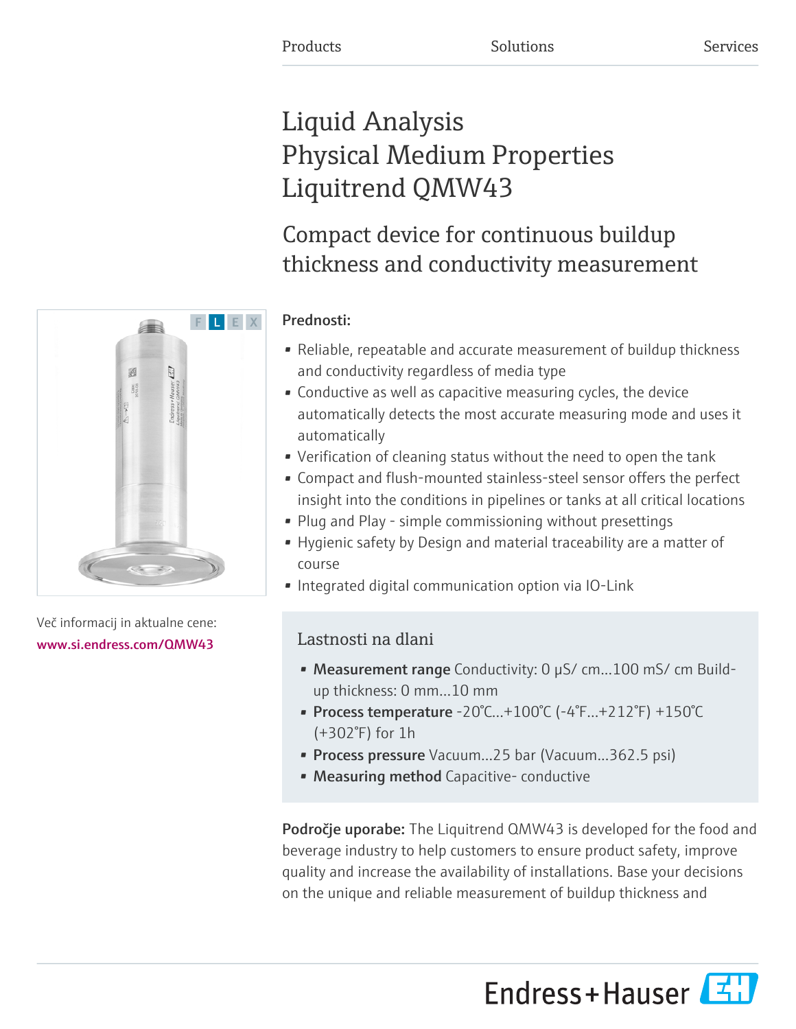Products Solutions Services

# Liquid Analysis
# Physical Medium Properties
# Liquitrend QMW43

## Compact device for continuous buildup thickness and conductivity measurement

F L E X

**Prednosti:**

- Reliable, repeatable and accurate measurement of buildup thickness and conductivity regardless of media type
- Conductive as well as capacitive measuring cycles, the device automatically detects the most accurate measuring mode and uses it automatically
- Verification of cleaning status without the need to open the tank
- Compact and flush-mounted stainless-steel sensor offers the perfect insight into the conditions in pipelines or tanks at all critical locations
- Plug and Play - simple commissioning without presettings
- Hygienic safety by Design and material traceability are a matter of course
- Integrated digital communication option via IO-Link

Več informacij in aktualne cene:
www.si.endress.com/QMW43

### Lastnosti na dlani

- **Measurement range** Conductivity: 0 µS/ cm...100 mS/ cm Build-up thickness: 0 mm...10 mm
- **Process temperature** -20°C...+100°C (-4°F...+212°F) +150°C (+302°F) for 1h
- **Process pressure** Vacuum...25 bar (Vacuum...362.5 psi)
- **Measuring method** Capacitive- conductive

**Področje uporabe:** The Liquitrend QMW43 is developed for the food and beverage industry to help customers to ensure product safety, improve quality and increase the availability of installations. Base your decisions on the unique and reliable measurement of buildup thickness and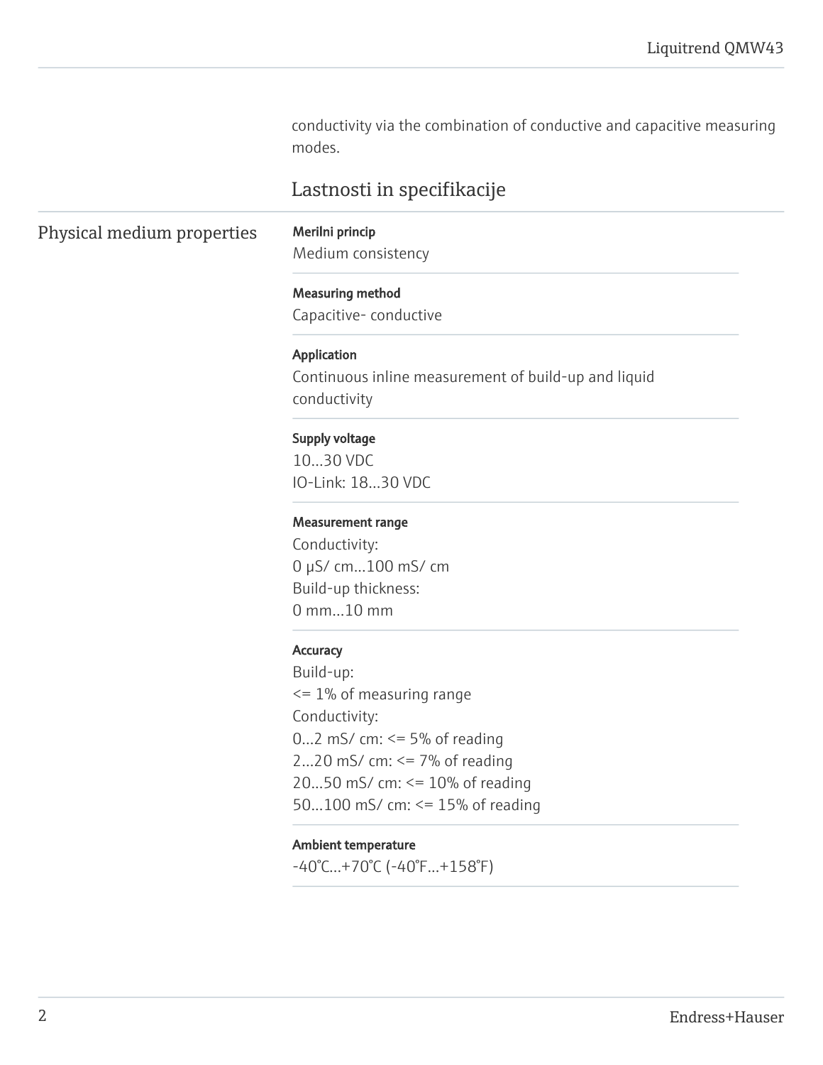conductivity via the combination of conductive and capacitive measuring modes.

## Lastnosti in specifikacije

### Physical medium properties

**Merilni princip**
Medium consistency

**Measuring method**
Capacitive- conductive

**Application**
Continuous inline measurement of build-up and liquid conductivity

**Supply voltage**
10...30 VDC
IO-Link: 18...30 VDC

**Measurement range**
Conductivity:
0 μS/ cm...100 mS/ cm
Build-up thickness:
0 mm...10 mm

**Accuracy**
Build-up:
<= 1% of measuring range
Conductivity:
0...2 mS/ cm: <= 5% of reading
2...20 mS/ cm: <= 7% of reading
20...50 mS/ cm: <= 10% of reading
50...100 mS/ cm: <= 15% of reading

**Ambient temperature**
-40°C...+70°C (-40°F...+158°F)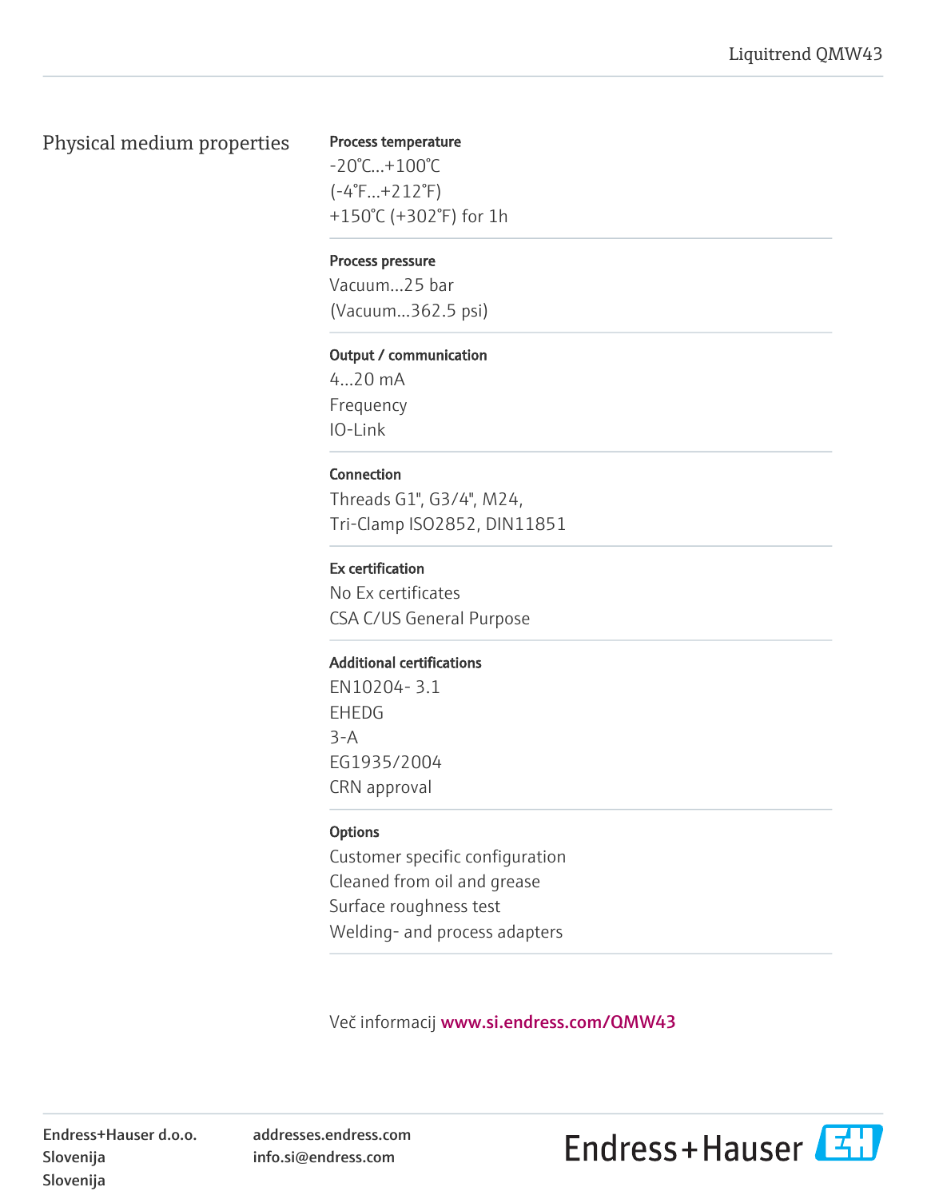## Physical medium properties

**Process temperature**

-20°C...+100°C
(-4°F...+212°F)
+150°C (+302°F) for 1h

**Process pressure**

Vacuum...25 bar
(Vacuum...362.5 psi)

**Output / communication**

4...20 mA
Frequency
IO-Link

**Connection**

Threads G1", G3/4", M24,
Tri-Clamp ISO2852, DIN11851

**Ex certification**

No Ex certificates
CSA C/US General Purpose

**Additional certifications**

EN10204- 3.1
EHEDG
3-A
EG1935/2004
CRN approval

**Options**

Customer specific configuration
Cleaned from oil and grease
Surface roughness test
Welding- and process adapters

Več informacij **www.si.endress.com/QMW43**

Endress+Hauser d.o.o.
Slovenija
Slovenija

addresses.endress.com
info.si@endress.com